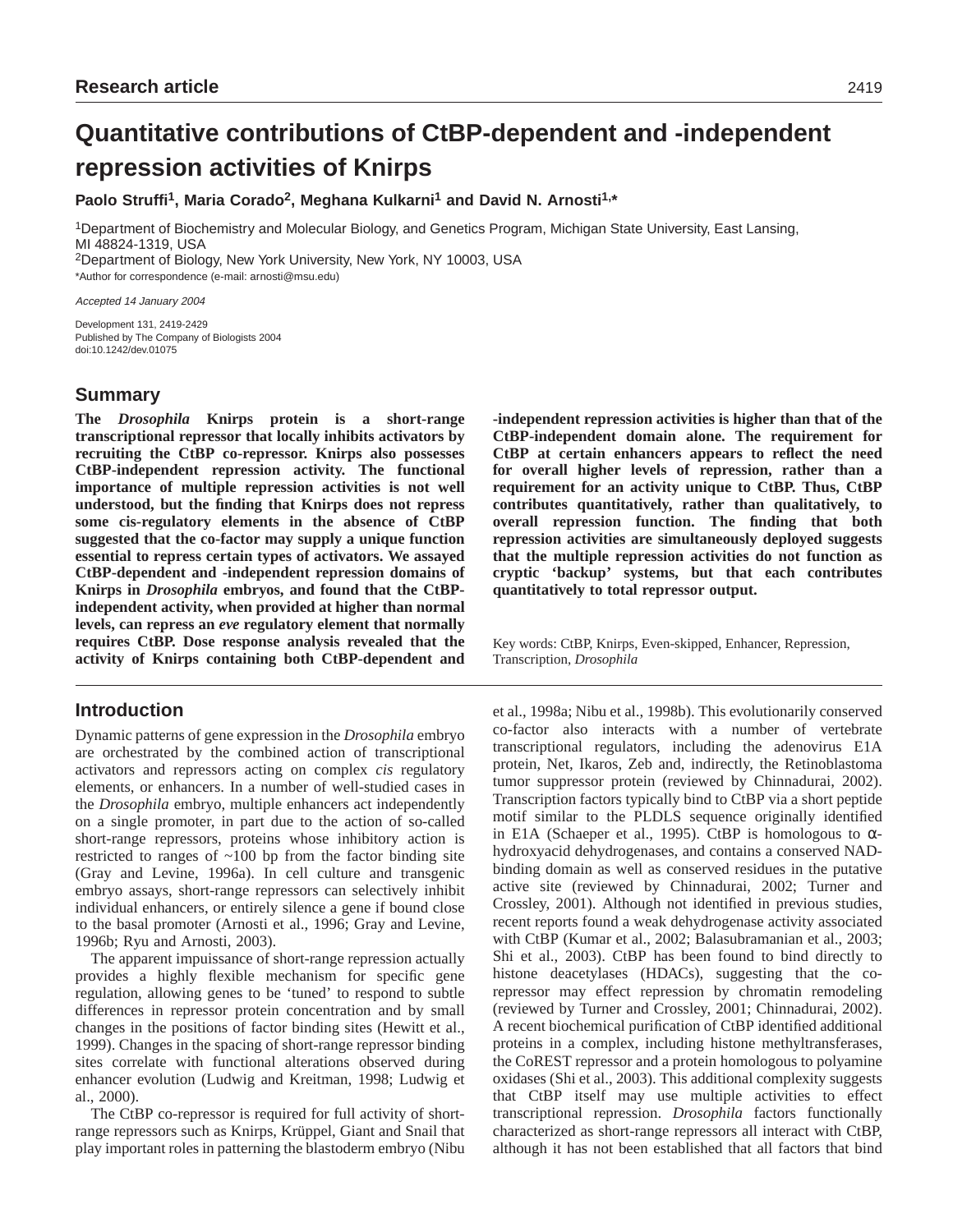Research article

# Quantitative contributions of CtBP-dependent and -independent repression activities of Knirps

**Paolo Struffi[1], Maria Corado[2], Meghana Kulkarni[1] and David N. Arnosti[1,*]**

[1]Department of Biochemistry and Molecular Biology, and Genetics Program, Michigan State University, East Lansing, MI 48824-1319, USA
[2]Department of Biology, New York University, New York, NY 10003, USA
*Author for correspondence (e-mail: arnosti@msu.edu)

*Accepted 14 January 2004*

Development 131, 2419-2429
Published by The Company of Biologists 2004
doi:10.1242/dev.01075

## Summary

**The *Drosophila* Knirps protein is a short-range transcriptional repressor that locally inhibits activators by recruiting the CtBP co-repressor. Knirps also possesses CtBP-independent repression activity. The functional importance of multiple repression activities is not well understood, but the finding that Knirps does not repress some cis-regulatory elements in the absence of CtBP suggested that the co-factor may supply a unique function essential to repress certain types of activators. We assayed CtBP-dependent and -independent repression domains of Knirps in *Drosophila* embryos, and found that the CtBP-independent activity, when provided at higher than normal levels, can repress an *eve* regulatory element that normally requires CtBP. Dose response analysis revealed that the activity of Knirps containing both CtBP-dependent and -independent repression activities is higher than that of the CtBP-independent domain alone. The requirement for CtBP at certain enhancers appears to reflect the need for overall higher levels of repression, rather than a requirement for an activity unique to CtBP. Thus, CtBP contributes quantitatively, rather than qualitatively, to overall repression function. The finding that both repression activities are simultaneously deployed suggests that the multiple repression activities do not function as cryptic 'backup' systems, but that each contributes quantitatively to total repressor output.**

Key words: CtBP, Knirps, Even-skipped, Enhancer, Repression, Transcription, *Drosophila*

## Introduction

Dynamic patterns of gene expression in the *Drosophila* embryo are orchestrated by the combined action of transcriptional activators and repressors acting on complex *cis* regulatory elements, or enhancers. In a number of well-studied cases in the *Drosophila* embryo, multiple enhancers act independently on a single promoter, in part due to the action of so-called short-range repressors, proteins whose inhibitory action is restricted to ranges of ~100 bp from the factor binding site (Gray and Levine, 1996a). In cell culture and transgenic embryo assays, short-range repressors can selectively inhibit individual enhancers, or entirely silence a gene if bound close to the basal promoter (Arnosti et al., 1996; Gray and Levine, 1996b; Ryu and Arnosti, 2003).

The apparent impuissance of short-range repression actually provides a highly flexible mechanism for specific gene regulation, allowing genes to be 'tuned' to respond to subtle differences in repressor protein concentration and by small changes in the positions of factor binding sites (Hewitt et al., 1999). Changes in the spacing of short-range repressor binding sites correlate with functional alterations observed during enhancer evolution (Ludwig and Kreitman, 1998; Ludwig et al., 2000).

The CtBP co-repressor is required for full activity of short-range repressors such as Knirps, Krüppel, Giant and Snail that play important roles in patterning the blastoderm embryo (Nibu et al., 1998a; Nibu et al., 1998b). This evolutionarily conserved co-factor also interacts with a number of vertebrate transcriptional regulators, including the adenovirus E1A protein, Net, Ikaros, Zeb and, indirectly, the Retinoblastoma tumor suppressor protein (reviewed by Chinnadurai, 2002). Transcription factors typically bind to CtBP via a short peptide motif similar to the PLDLS sequence originally identified in E1A (Schaeper et al., 1995). CtBP is homologous to α-hydroxyacid dehydrogenases, and contains a conserved NAD-binding domain as well as conserved residues in the putative active site (reviewed by Chinnadurai, 2002; Turner and Crossley, 2001). Although not identified in previous studies, recent reports found a weak dehydrogenase activity associated with CtBP (Kumar et al., 2002; Balasubramanian et al., 2003; Shi et al., 2003). CtBP has been found to bind directly to histone deacetylases (HDACs), suggesting that the co-repressor may effect repression by chromatin remodeling (reviewed by Turner and Crossley, 2001; Chinnadurai, 2002). A recent biochemical purification of CtBP identified additional proteins in a complex, including histone methyltransferases, the CoREST repressor and a protein homologous to polyamine oxidases (Shi et al., 2003). This additional complexity suggests that CtBP itself may use multiple activities to effect transcriptional repression. *Drosophila* factors functionally characterized as short-range repressors all interact with CtBP, although it has not been established that all factors that bind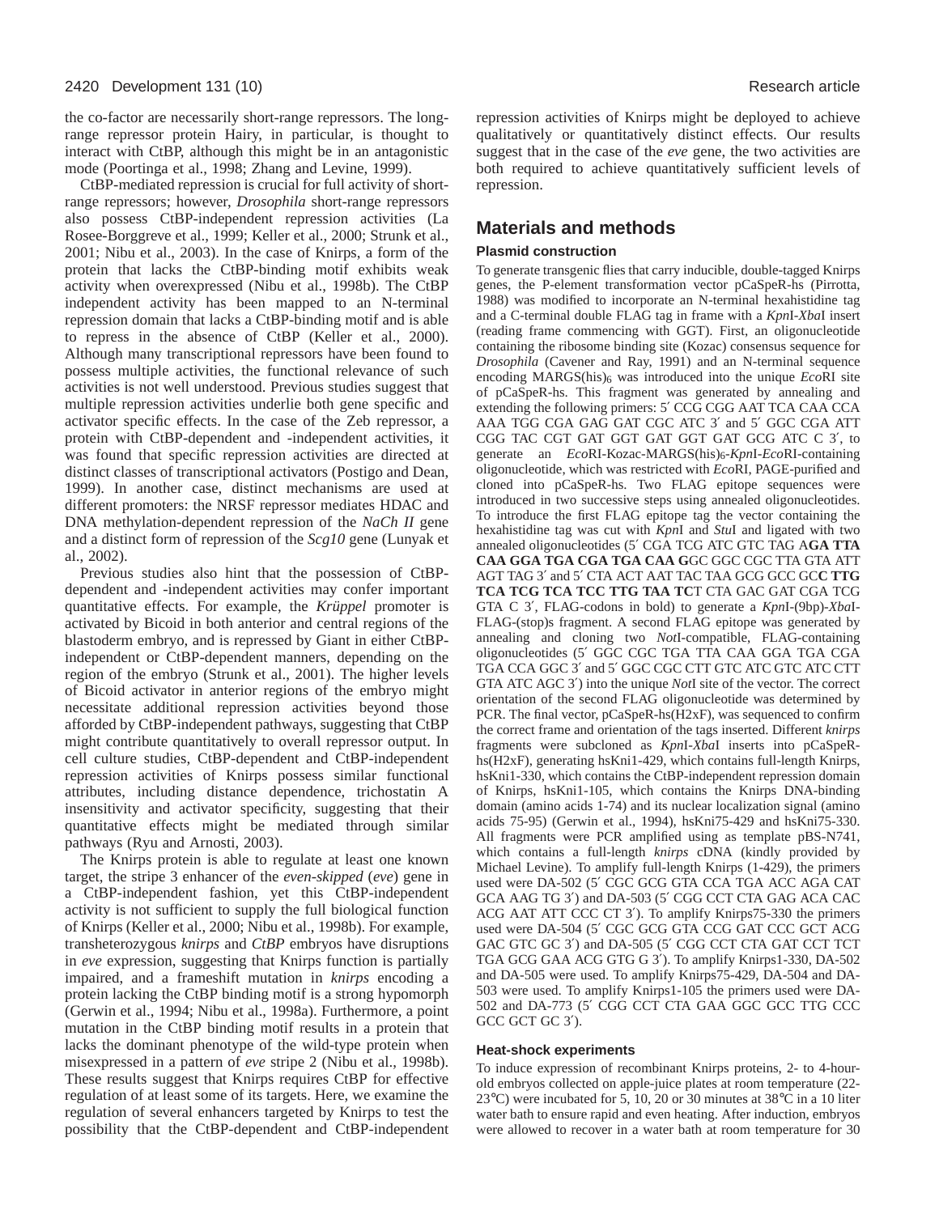the co-factor are necessarily short-range repressors. The long-range repressor protein Hairy, in particular, is thought to interact with CtBP, although this might be in an antagonistic mode (Poortinga et al., 1998; Zhang and Levine, 1999).

CtBP-mediated repression is crucial for full activity of short-range repressors; however, *Drosophila* short-range repressors also possess CtBP-independent repression activities (La Rosee-Borggreve et al., 1999; Keller et al., 2000; Strunk et al., 2001; Nibu et al., 2003). In the case of Knirps, a form of the protein that lacks the CtBP-binding motif exhibits weak activity when overexpressed (Nibu et al., 1998b). The CtBP independent activity has been mapped to an N-terminal repression domain that lacks a CtBP-binding motif and is able to repress in the absence of CtBP (Keller et al., 2000). Although many transcriptional repressors have been found to possess multiple activities, the functional relevance of such activities is not well understood. Previous studies suggest that multiple repression activities underlie both gene specific and activator specific effects. In the case of the Zeb repressor, a protein with CtBP-dependent and -independent activities, it was found that specific repression activities are directed at distinct classes of transcriptional activators (Postigo and Dean, 1999). In another case, distinct mechanisms are used at different promoters: the NRSF repressor mediates HDAC and DNA methylation-dependent repression of the *NaCh II* gene and a distinct form of repression of the *Scg10* gene (Lunyak et al., 2002).

Previous studies also hint that the possession of CtBP-dependent and -independent activities may confer important quantitative effects. For example, the *Krüppel* promoter is activated by Bicoid in both anterior and central regions of the blastoderm embryo, and is repressed by Giant in either CtBP-independent or CtBP-dependent manners, depending on the region of the embryo (Strunk et al., 2001). The higher levels of Bicoid activator in anterior regions of the embryo might necessitate additional repression activities beyond those afforded by CtBP-independent pathways, suggesting that CtBP might contribute quantitatively to overall repressor output. In cell culture studies, CtBP-dependent and CtBP-independent repression activities of Knirps possess similar functional attributes, including distance dependence, trichostatin A insensitivity and activator specificity, suggesting that their quantitative effects might be mediated through similar pathways (Ryu and Arnosti, 2003).

The Knirps protein is able to regulate at least one known target, the stripe 3 enhancer of the *even-skipped* (*eve*) gene in a CtBP-independent fashion, yet this CtBP-independent activity is not sufficient to supply the full biological function of Knirps (Keller et al., 2000; Nibu et al., 1998b). For example, transheterozygous *knirps* and *CtBP* embryos have disruptions in *eve* expression, suggesting that Knirps function is partially impaired, and a frameshift mutation in *knirps* encoding a protein lacking the CtBP binding motif is a strong hypomorph (Gerwin et al., 1994; Nibu et al., 1998a). Furthermore, a point mutation in the CtBP binding motif results in a protein that lacks the dominant phenotype of the wild-type protein when misexpressed in a pattern of *eve* stripe 2 (Nibu et al., 1998b). These results suggest that Knirps requires CtBP for effective regulation of at least some of its targets. Here, we examine the regulation of several enhancers targeted by Knirps to test the possibility that the CtBP-dependent and CtBP-independent repression activities of Knirps might be deployed to achieve qualitatively or quantitatively distinct effects. Our results suggest that in the case of the *eve* gene, the two activities are both required to achieve quantitatively sufficient levels of repression.

## Materials and methods

### Plasmid construction

To generate transgenic flies that carry inducible, double-tagged Knirps genes, the P-element transformation vector pCaSpeR-hs (Pirrotta, 1988) was modified to incorporate an N-terminal hexahistidine tag and a C-terminal double FLAG tag in frame with a *Kpn*I-*Xba*I insert (reading frame commencing with GGT). First, an oligonucleotide containing the ribosome binding site (Kozac) consensus sequence for *Drosophila* (Cavener and Ray, 1991) and an N-terminal sequence encoding MARGS(his)$_6$ was introduced into the unique *Eco*RI site of pCaSpeR-hs. This fragment was generated by annealing and extending the following primers: 5′ CCG CGG AAT TCA CAA CCA AAA TGG CGA GAG GAT CGC ATC 3′ and 5′ GGC CGA ATT CGG TAC CGT GAT GGT GAT GGT GAT GCG ATC C 3′, to generate an *Eco*RI-Kozac-MARGS(his)$_6$-*Kpn*I-*Eco*RI-containing oligonucleotide, which was restricted with *Eco*RI, PAGE-purified and cloned into pCaSpeR-hs. Two FLAG epitope sequences were introduced in two successive steps using annealed oligonucleotides. To introduce the first FLAG epitope tag the vector containing the hexahistidine tag was cut with *Kpn*I and *Stu*I and ligated with two annealed oligonucleotides (5′ CGA TCG ATC GTC TAG A**GA TTA CAA GGA TGA CGA TGA CAA G**GC GGC CGC TTA GTA ATT AGT TAG 3′ and 5′ CTA ACT AAT TAC TAA GCG GCC GC**C TTG TCA TCG TCA TCC TTG TAA TC**T CTA GAC GAT CGA TCG GTA C 3′, FLAG-codons in bold) to generate a *Kpn*I-(9bp)-*Xba*I-FLAG-(stop)s fragment. A second FLAG epitope was generated by annealing and cloning two *Not*I-compatible, FLAG-containing oligonucleotides (5′ GGC CGC TGA TTA CAA GGA TGA CGA TGA CCA GGC 3′ and 5′ GGC CGC CTT GTC ATC GTC ATC CTT GTA ATC AGC 3′) into the unique *Not*I site of the vector. The correct orientation of the second FLAG oligonucleotide was determined by PCR. The final vector, pCaSpeR-hs(H2xF), was sequenced to confirm the correct frame and orientation of the tags inserted. Different *knirps* fragments were subcloned as *Kpn*I-*Xba*I inserts into pCaSpeR-hs(H2xF), generating hsKni1-429, which contains full-length Knirps, hsKni1-330, which contains the CtBP-independent repression domain of Knirps, hsKni1-105, which contains the Knirps DNA-binding domain (amino acids 1-74) and its nuclear localization signal (amino acids 75-95) (Gerwin et al., 1994), hsKni75-429 and hsKni75-330. All fragments were PCR amplified using as template pBS-N741, which contains a full-length *knirps* cDNA (kindly provided by Michael Levine). To amplify full-length Knirps (1-429), the primers used were DA-502 (5′ CGC GCG GTA CCA TGA ACC AGA CAT GCA AAG TG 3′) and DA-503 (5′ CGG CCT CTA GAG ACA CAC ACG AAT ATT CCC CT 3′). To amplify Knirps75-330 the primers used were DA-504 (5′ CGC GCG GTA CCG GAT CCC GCT ACG GAC GTC GC 3′) and DA-505 (5′ CGG CCT CTA GAT CCT TCT TGA GCG GAA ACG GTG G 3′). To amplify Knirps1-330, DA-502 and DA-505 were used. To amplify Knirps75-429, DA-504 and DA-503 were used. To amplify Knirps1-105 the primers used were DA-502 and DA-773 (5′ CGG CCT CTA GAA GGC GCC TTG CCC GCC GCT GC 3′).

### Heat-shock experiments

To induce expression of recombinant Knirps proteins, 2- to 4-hour-old embryos collected on apple-juice plates at room temperature (22-23°C) were incubated for 5, 10, 20 or 30 minutes at 38°C in a 10 liter water bath to ensure rapid and even heating. After induction, embryos were allowed to recover in a water bath at room temperature for 30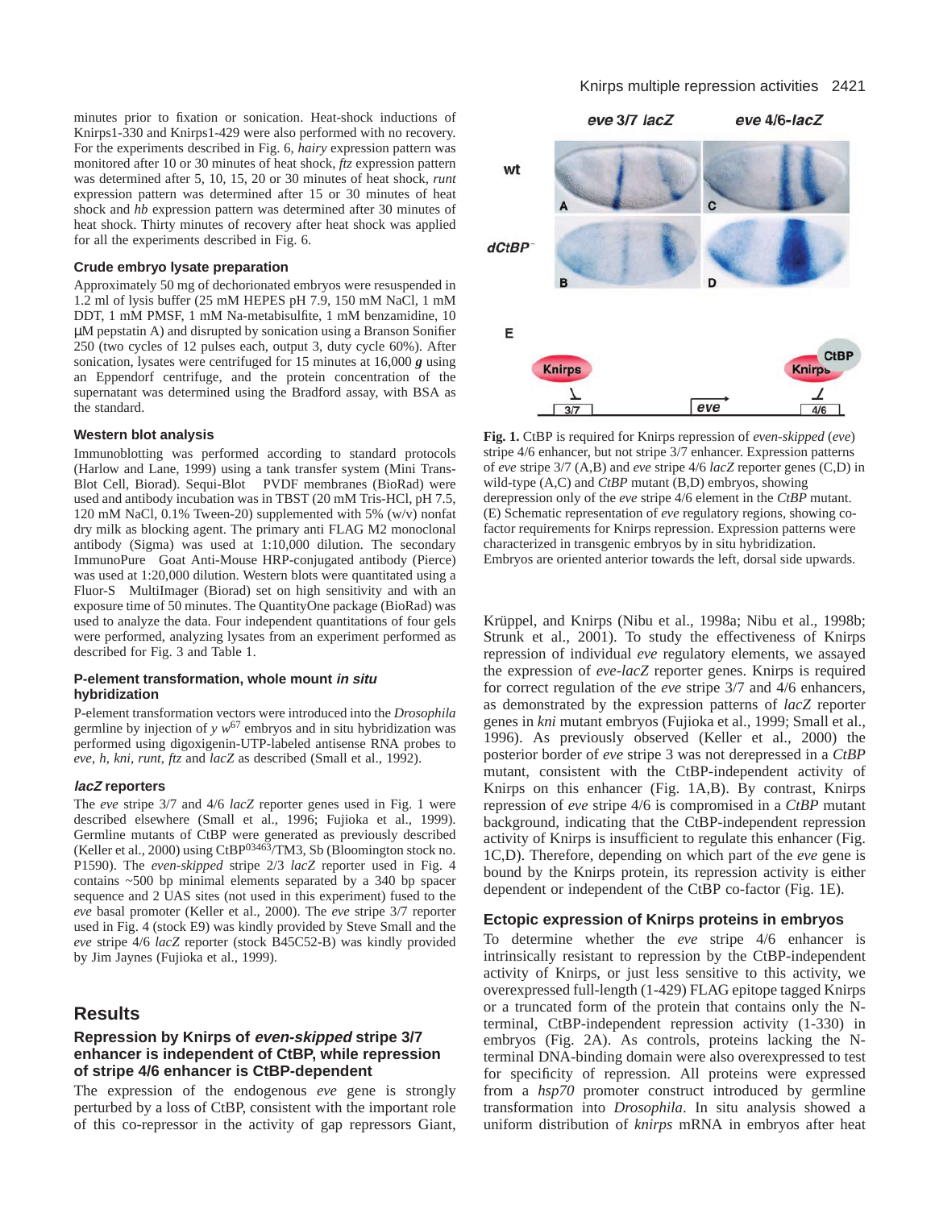minutes prior to fixation or sonication. Heat-shock inductions of Knirps1-330 and Knirps1-429 were also performed with no recovery. For the experiments described in Fig. 6, *hairy* expression pattern was monitored after 10 or 30 minutes of heat shock, *ftz* expression pattern was determined after 5, 10, 15, 20 or 30 minutes of heat shock, *runt* expression pattern was determined after 15 or 30 minutes of heat shock and *hb* expression pattern was determined after 30 minutes of heat shock. Thirty minutes of recovery after heat shock was applied for all the experiments described in Fig. 6.

### Crude embryo lysate preparation

Approximately 50 mg of dechorionated embryos were resuspended in 1.2 ml of lysis buffer (25 mM HEPES pH 7.9, 150 mM NaCl, 1 mM DDT, 1 mM PMSF, 1 mM Na-metabisulfite, 1 mM benzamidine, 10 μM pepstatin A) and disrupted by sonication using a Branson Sonifier 250 (two cycles of 12 pulses each, output 3, duty cycle 60%). After sonication, lysates were centrifuged for 15 minutes at 16,000 ***g*** using an Eppendorf centrifuge, and the protein concentration of the supernatant was determined using the Bradford assay, with BSA as the standard.

### Western blot analysis

Immunoblotting was performed according to standard protocols (Harlow and Lane, 1999) using a tank transfer system (Mini Trans-Blot Cell, Biorad). Sequi-Blot PVDF membranes (BioRad) were used and antibody incubation was in TBST (20 mM Tris-HCl, pH 7.5, 120 mM NaCl, 0.1% Tween-20) supplemented with 5% (w/v) nonfat dry milk as blocking agent. The primary anti FLAG M2 monoclonal antibody (Sigma) was used at 1:10,000 dilution. The secondary ImmunoPure Goat Anti-Mouse HRP-conjugated antibody (Pierce) was used at 1:20,000 dilution. Western blots were quantitated using a Fluor-S MultiImager (Biorad) set on high sensitivity and with an exposure time of 50 minutes. The QuantityOne package (BioRad) was used to analyze the data. Four independent quantitations of four gels were performed, analyzing lysates from an experiment performed as described for Fig. 3 and Table 1.

### P-element transformation, whole mount *in situ* hybridization

P-element transformation vectors were introduced into the *Drosophila* germline by injection of *y w*$^{67}$ embryos and in situ hybridization was performed using digoxigenin-UTP-labeled antisense RNA probes to *eve*, *h*, *kni*, *runt*, *ftz* and *lacZ* as described (Small et al., 1992).

### *lacZ* reporters

The *eve* stripe 3/7 and 4/6 *lacZ* reporter genes used in Fig. 1 were described elsewhere (Small et al., 1996; Fujioka et al., 1999). Germline mutants of CtBP were generated as previously described (Keller et al., 2000) using CtBP$^{03463}$/TM3, Sb (Bloomington stock no. P1590). The *even-skipped* stripe 2/3 *lacZ* reporter used in Fig. 4 contains ~500 bp minimal elements separated by a 340 bp spacer sequence and 2 UAS sites (not used in this experiment) fused to the *eve* basal promoter (Keller et al., 2000). The *eve* stripe 3/7 reporter used in Fig. 4 (stock E9) was kindly provided by Steve Small and the *eve* stripe 4/6 *lacZ* reporter (stock B45C52-B) was kindly provided by Jim Jaynes (Fujioka et al., 1999).

## Results

### Repression by Knirps of *even-skipped* stripe 3/7 enhancer is independent of CtBP, while repression of stripe 4/6 enhancer is CtBP-dependent

The expression of the endogenous *eve* gene is strongly perturbed by a loss of CtBP, consistent with the important role of this co-repressor in the activity of gap repressors Giant, Krüppel, and Knirps (Nibu et al., 1998a; Nibu et al., 1998b; Strunk et al., 2001). To study the effectiveness of Knirps repression of individual *eve* regulatory elements, we assayed the expression of *eve-lacZ* reporter genes. Knirps is required for correct regulation of the *eve* stripe 3/7 and 4/6 enhancers, as demonstrated by the expression patterns of *lacZ* reporter genes in *kni* mutant embryos (Fujioka et al., 1999; Small et al., 1996). As previously observed (Keller et al., 2000) the posterior border of *eve* stripe 3 was not derepressed in a *CtBP* mutant, consistent with the CtBP-independent activity of Knirps on this enhancer (Fig. 1A,B). By contrast, Knirps repression of *eve* stripe 4/6 is compromised in a *CtBP* mutant background, indicating that the CtBP-independent repression activity of Knirps is insufficient to regulate this enhancer (Fig. 1C,D). Therefore, depending on which part of the *eve* gene is bound by the Knirps protein, its repression activity is either dependent or independent of the CtBP co-factor (Fig. 1E).

**Fig. 1.** CtBP is required for Knirps repression of *even-skipped* (*eve*) stripe 4/6 enhancer, but not stripe 3/7 enhancer. Expression patterns of *eve* stripe 3/7 (A,B) and *eve* stripe 4/6 *lacZ* reporter genes (C,D) in wild-type (A,C) and *CtBP* mutant (B,D) embryos, showing derepression only of the *eve* stripe 4/6 element in the *CtBP* mutant. (E) Schematic representation of *eve* regulatory regions, showing co-factor requirements for Knirps repression. Expression patterns were characterized in transgenic embryos by in situ hybridization. Embryos are oriented anterior towards the left, dorsal side upwards.

### Ectopic expression of Knirps proteins in embryos

To determine whether the *eve* stripe 4/6 enhancer is intrinsically resistant to repression by the CtBP-independent activity of Knirps, or just less sensitive to this activity, we overexpressed full-length (1-429) FLAG epitope tagged Knirps or a truncated form of the protein that contains only the N-terminal, CtBP-independent repression activity (1-330) in embryos (Fig. 2A). As controls, proteins lacking the N-terminal DNA-binding domain were also overexpressed to test for specificity of repression. All proteins were expressed from a *hsp70* promoter construct introduced by germline transformation into *Drosophila*. In situ analysis showed a uniform distribution of *knirps* mRNA in embryos after heat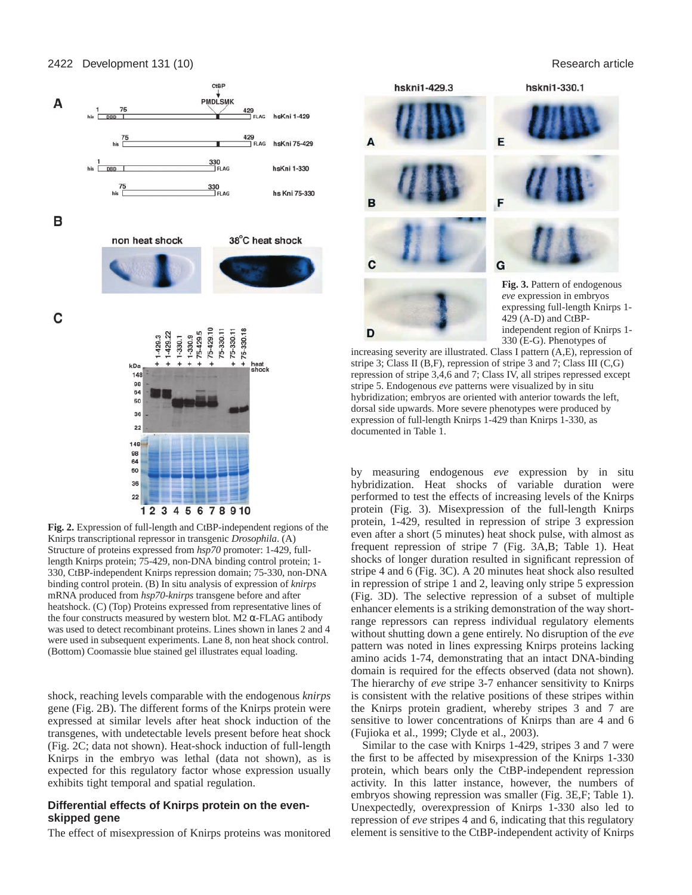**Fig. 2.** Expression of full-length and CtBP-independent regions of the Knirps transcriptional repressor in transgenic *Drosophila*. (A) Structure of proteins expressed from *hsp70* promoter: 1-429, full-length Knirps protein; 75-429, non-DNA binding control protein; 1-330, CtBP-independent Knirps repression domain; 75-330, non-DNA binding control protein. (B) In situ analysis of expression of *knirps* mRNA produced from *hsp70-knirps* transgene before and after heatshock. (C) (Top) Proteins expressed from representative lines of the four constructs measured by western blot. M2 α-FLAG antibody was used to detect recombinant proteins. Lines shown in lanes 2 and 4 were used in subsequent experiments. Lane 8, non heat shock control. (Bottom) Coomassie blue stained gel illustrates equal loading.

shock, reaching levels comparable with the endogenous *knirps* gene (Fig. 2B). The different forms of the Knirps protein were expressed at similar levels after heat shock induction of the transgenes, with undetectable levels present before heat shock (Fig. 2C; data not shown). Heat-shock induction of full-length Knirps in the embryo was lethal (data not shown), as is expected for this regulatory factor whose expression usually exhibits tight temporal and spatial regulation.

## Differential effects of Knirps protein on the even-skipped gene

The effect of misexpression of Knirps proteins was monitored by measuring endogenous *eve* expression by in situ hybridization. Heat shocks of variable duration were performed to test the effects of increasing levels of the Knirps protein (Fig. 3). Misexpression of the full-length Knirps protein, 1-429, resulted in repression of stripe 3 expression even after a short (5 minutes) heat shock pulse, with almost as frequent repression of stripe 7 (Fig. 3A,B; Table 1). Heat shocks of longer duration resulted in significant repression of stripe 4 and 6 (Fig. 3C). A 20 minutes heat shock also resulted in repression of stripe 1 and 2, leaving only stripe 5 expression (Fig. 3D). The selective repression of a subset of multiple enhancer elements is a striking demonstration of the way short-range repressors can repress individual regulatory elements without shutting down a gene entirely. No disruption of the *eve* pattern was noted in lines expressing Knirps proteins lacking amino acids 1-74, demonstrating that an intact DNA-binding domain is required for the effects observed (data not shown). The hierarchy of *eve* stripe 3-7 enhancer sensitivity to Knirps is consistent with the relative positions of these stripes within the Knirps protein gradient, whereby stripes 3 and 7 are sensitive to lower concentrations of Knirps than are 4 and 6 (Fujioka et al., 1999; Clyde et al., 2003).

Similar to the case with Knirps 1-429, stripes 3 and 7 were the first to be affected by misexpression of the Knirps 1-330 protein, which bears only the CtBP-independent repression activity. In this latter instance, however, the numbers of embryos showing repression was smaller (Fig. 3E,F; Table 1). Unexpectedly, overexpression of Knirps 1-330 also led to repression of *eve* stripes 4 and 6, indicating that this regulatory element is sensitive to the CtBP-independent activity of Knirps

**Fig. 3.** Pattern of endogenous *eve* expression in embryos expressing full-length Knirps 1-429 (A-D) and CtBP-independent region of Knirps 1-330 (E-G). Phenotypes of increasing severity are illustrated. Class I pattern (A,E), repression of stripe 3; Class II (B,F), repression of stripe 3 and 7; Class III (C,G) repression of stripe 3,4,6 and 7; Class IV, all stripes repressed except stripe 5. Endogenous *eve* patterns were visualized by in situ hybridization; embryos are oriented with anterior towards the left, dorsal side upwards. More severe phenotypes were produced by expression of full-length Knirps 1-429 than Knirps 1-330, as documented in Table 1.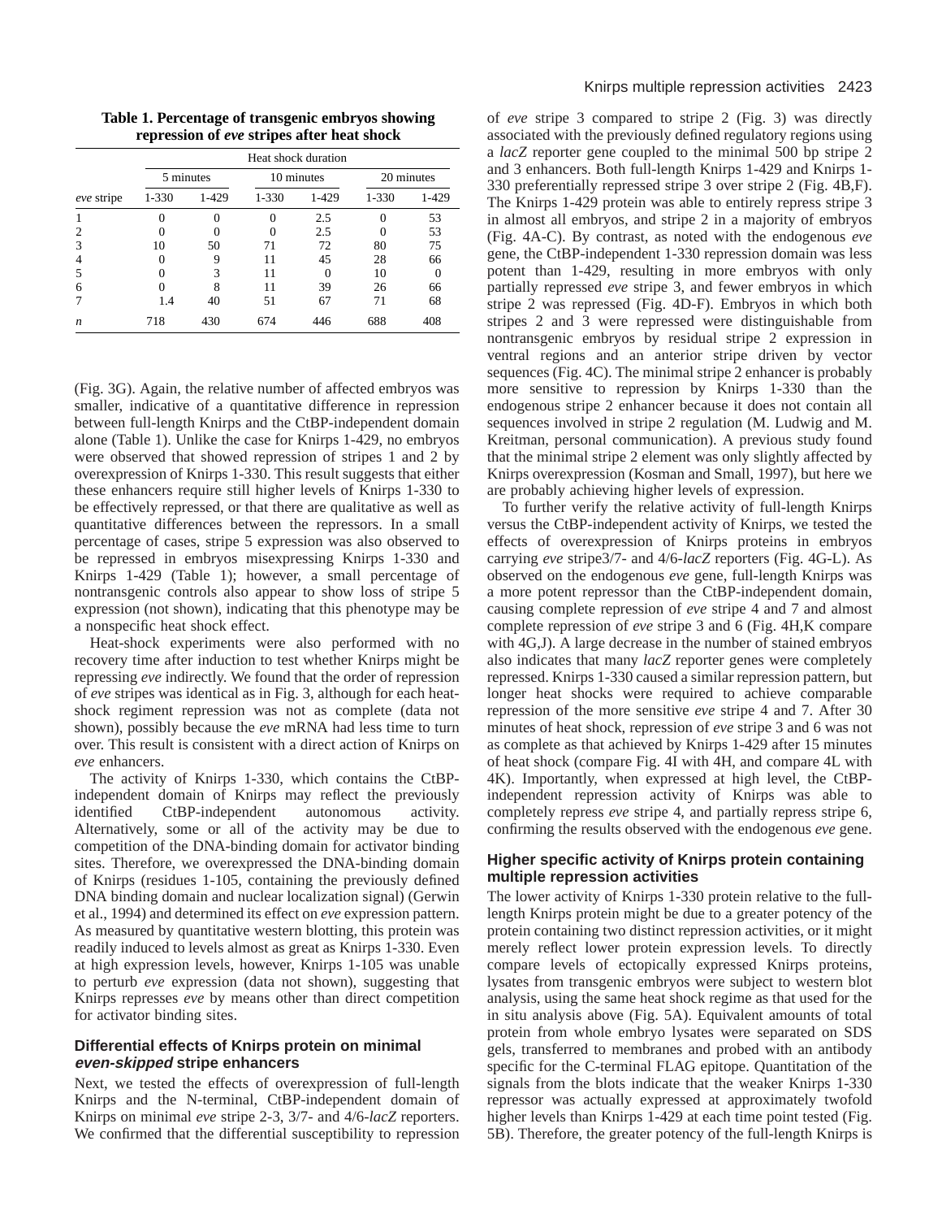**Table 1. Percentage of transgenic embryos showing repression of *eve* stripes after heat shock**

| | Heat shock duration | | | | | |
|---|---|---|---|---|---|---|
| | 5 minutes | | 10 minutes | | 20 minutes | |
| *eve* stripe | 1-330 | 1-429 | 1-330 | 1-429 | 1-330 | 1-429 |
| 1 | 0 | 0 | 0 | 2.5 | 0 | 53 |
| 2 | 0 | 0 | 0 | 2.5 | 0 | 53 |
| 3 | 10 | 50 | 71 | 72 | 80 | 75 |
| 4 | 0 | 9 | 11 | 45 | 28 | 66 |
| 5 | 0 | 3 | 11 | 0 | 10 | 0 |
| 6 | 0 | 8 | 11 | 39 | 26 | 66 |
| 7 | 1.4 | 40 | 51 | 67 | 71 | 68 |
| *n* | 718 | 430 | 674 | 446 | 688 | 408 |

(Fig. 3G). Again, the relative number of affected embryos was smaller, indicative of a quantitative difference in repression between full-length Knirps and the CtBP-independent domain alone (Table 1). Unlike the case for Knirps 1-429, no embryos were observed that showed repression of stripes 1 and 2 by overexpression of Knirps 1-330. This result suggests that either these enhancers require still higher levels of Knirps 1-330 to be effectively repressed, or that there are qualitative as well as quantitative differences between the repressors. In a small percentage of cases, stripe 5 expression was also observed to be repressed in embryos misexpressing Knirps 1-330 and Knirps 1-429 (Table 1); however, a small percentage of nontransgenic controls also appear to show loss of stripe 5 expression (not shown), indicating that this phenotype may be a nonspecific heat shock effect.

Heat-shock experiments were also performed with no recovery time after induction to test whether Knirps might be repressing *eve* indirectly. We found that the order of repression of *eve* stripes was identical as in Fig. 3, although for each heat-shock regiment repression was not as complete (data not shown), possibly because the *eve* mRNA had less time to turn over. This result is consistent with a direct action of Knirps on *eve* enhancers.

The activity of Knirps 1-330, which contains the CtBP-independent domain of Knirps may reflect the previously identified CtBP-independent autonomous activity. Alternatively, some or all of the activity may be due to competition of the DNA-binding domain for activator binding sites. Therefore, we overexpressed the DNA-binding domain of Knirps (residues 1-105, containing the previously defined DNA binding domain and nuclear localization signal) (Gerwin et al., 1994) and determined its effect on *eve* expression pattern. As measured by quantitative western blotting, this protein was readily induced to levels almost as great as Knirps 1-330. Even at high expression levels, however, Knirps 1-105 was unable to perturb *eve* expression (data not shown), suggesting that Knirps represses *eve* by means other than direct competition for activator binding sites.

### Differential effects of Knirps protein on minimal *even-skipped* stripe enhancers

Next, we tested the effects of overexpression of full-length Knirps and the N-terminal, CtBP-independent domain of Knirps on minimal *eve* stripe 2-3, 3/7- and 4/6-*lacZ* reporters. We confirmed that the differential susceptibility to repression of *eve* stripe 3 compared to stripe 2 (Fig. 3) was directly associated with the previously defined regulatory regions using a *lacZ* reporter gene coupled to the minimal 500 bp stripe 2 and 3 enhancers. Both full-length Knirps 1-429 and Knirps 1-330 preferentially repressed stripe 3 over stripe 2 (Fig. 4B,F). The Knirps 1-429 protein was able to entirely repress stripe 3 in almost all embryos, and stripe 2 in a majority of embryos (Fig. 4A-C). By contrast, as noted with the endogenous *eve* gene, the CtBP-independent 1-330 repression domain was less potent than 1-429, resulting in more embryos with only partially repressed *eve* stripe 3, and fewer embryos in which stripe 2 was repressed (Fig. 4D-F). Embryos in which both stripes 2 and 3 were repressed were distinguishable from nontransgenic embryos by residual stripe 2 expression in ventral regions and an anterior stripe driven by vector sequences (Fig. 4C). The minimal stripe 2 enhancer is probably more sensitive to repression by Knirps 1-330 than the endogenous stripe 2 enhancer because it does not contain all sequences involved in stripe 2 regulation (M. Ludwig and M. Kreitman, personal communication). A previous study found that the minimal stripe 2 element was only slightly affected by Knirps overexpression (Kosman and Small, 1997), but here we are probably achieving higher levels of expression.

To further verify the relative activity of full-length Knirps versus the CtBP-independent activity of Knirps, we tested the effects of overexpression of Knirps proteins in embryos carrying *eve* stripe3/7- and 4/6-*lacZ* reporters (Fig. 4G-L). As observed on the endogenous *eve* gene, full-length Knirps was a more potent repressor than the CtBP-independent domain, causing complete repression of *eve* stripe 4 and 7 and almost complete repression of *eve* stripe 3 and 6 (Fig. 4H,K compare with 4G,J). A large decrease in the number of stained embryos also indicates that many *lacZ* reporter genes were completely repressed. Knirps 1-330 caused a similar repression pattern, but longer heat shocks were required to achieve comparable repression of the more sensitive *eve* stripe 4 and 7. After 30 minutes of heat shock, repression of *eve* stripe 3 and 6 was not as complete as that achieved by Knirps 1-429 after 15 minutes of heat shock (compare Fig. 4I with 4H, and compare 4L with 4K). Importantly, when expressed at high level, the CtBP-independent repression activity of Knirps was able to completely repress *eve* stripe 4, and partially repress stripe 6, confirming the results observed with the endogenous *eve* gene.

### Higher specific activity of Knirps protein containing multiple repression activities

The lower activity of Knirps 1-330 protein relative to the full-length Knirps protein might be due to a greater potency of the protein containing two distinct repression activities, or it might merely reflect lower protein expression levels. To directly compare levels of ectopically expressed Knirps proteins, lysates from transgenic embryos were subject to western blot analysis, using the same heat shock regime as that used for the in situ analysis above (Fig. 5A). Equivalent amounts of total protein from whole embryo lysates were separated on SDS gels, transferred to membranes and probed with an antibody specific for the C-terminal FLAG epitope. Quantitation of the signals from the blots indicate that the weaker Knirps 1-330 repressor was actually expressed at approximately twofold higher levels than Knirps 1-429 at each time point tested (Fig. 5B). Therefore, the greater potency of the full-length Knirps is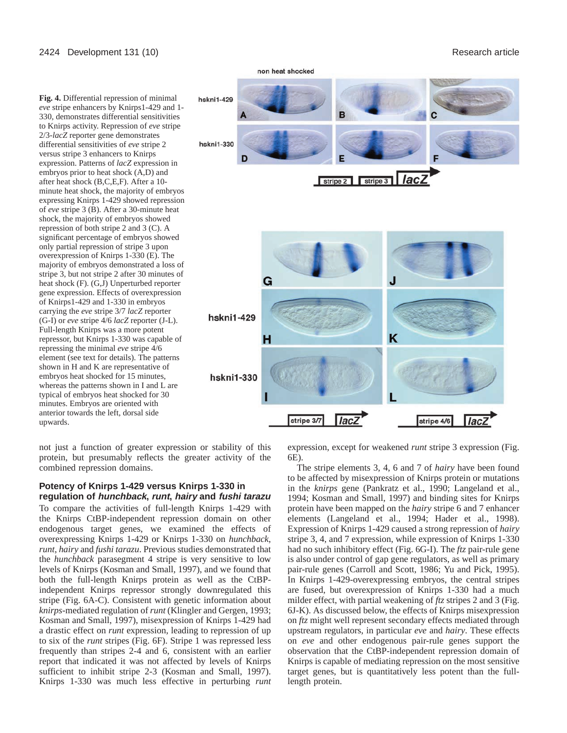**Fig. 4.** Differential repression of minimal *eve* stripe enhancers by Knirps1-429 and 1-330, demonstrates differential sensitivities to Knirps activity. Repression of *eve* stripe 2/3-*lacZ* reporter gene demonstrates differential sensitivities of *eve* stripe 2 versus stripe 3 enhancers to Knirps expression. Patterns of *lacZ* expression in embryos prior to heat shock (A,D) and after heat shock (B,C,E,F). After a 10-minute heat shock, the majority of embryos expressing Knirps 1-429 showed repression of *eve* stripe 3 (B). After a 30-minute heat shock, the majority of embryos showed repression of both stripe 2 and 3 (C). A significant percentage of embryos showed only partial repression of stripe 3 upon overexpression of Knirps 1-330 (E). The majority of embryos demonstrated a loss of stripe 3, but not stripe 2 after 30 minutes of heat shock (F). (G,J) Unperturbed reporter gene expression. Effects of overexpression of Knirps1-429 and 1-330 in embryos carrying the *eve* stripe 3/7 *lacZ* reporter (G-I) or *eve* stripe 4/6 *lacZ* reporter (J-L). Full-length Knirps was a more potent repressor, but Knirps 1-330 was capable of repressing the minimal *eve* stripe 4/6 element (see text for details). The patterns shown in H and K are representative of embryos heat shocked for 15 minutes, whereas the patterns shown in I and L are typical of embryos heat shocked for 30 minutes. Embryos are oriented with anterior towards the left, dorsal side upwards.

not just a function of greater expression or stability of this protein, but presumably reflects the greater activity of the combined repression domains.

### Potency of Knirps 1-429 versus Knirps 1-330 in regulation of *hunchback*, *runt*, *hairy* and *fushi tarazu*

To compare the activities of full-length Knirps 1-429 with the Knirps CtBP-independent repression domain on other endogenous target genes, we examined the effects of overexpressing Knirps 1-429 or Knirps 1-330 on *hunchback*, *runt*, *hairy* and *fushi tarazu*. Previous studies demonstrated that the *hunchback* parasegment 4 stripe is very sensitive to low levels of Knirps (Kosman and Small, 1997), and we found that both the full-length Knirps protein as well as the CtBP-independent Knirps repressor strongly downregulated this stripe (Fig. 6A-C). Consistent with genetic information about *knirps*-mediated regulation of *runt* (Klingler and Gergen, 1993; Kosman and Small, 1997), misexpression of Knirps 1-429 had a drastic effect on *runt* expression, leading to repression of up to six of the *runt* stripes (Fig. 6F). Stripe 1 was repressed less frequently than stripes 2-4 and 6, consistent with an earlier report that indicated it was not affected by levels of Knirps sufficient to inhibit stripe 2-3 (Kosman and Small, 1997). Knirps 1-330 was much less effective in perturbing *runt* expression, except for weakened *runt* stripe 3 expression (Fig. 6E).

The stripe elements 3, 4, 6 and 7 of *hairy* have been found to be affected by misexpression of Knirps protein or mutations in the *knirps* gene (Pankratz et al., 1990; Langeland et al., 1994; Kosman and Small, 1997) and binding sites for Knirps protein have been mapped on the *hairy* stripe 6 and 7 enhancer elements (Langeland et al., 1994; Hader et al., 1998). Expression of Knirps 1-429 caused a strong repression of *hairy* stripe 3, 4, and 7 expression, while expression of Knirps 1-330 had no such inhibitory effect (Fig. 6G-I). The *ftz* pair-rule gene is also under control of gap gene regulators, as well as primary pair-rule genes (Carroll and Scott, 1986; Yu and Pick, 1995). In Knirps 1-429-overexpressing embryos, the central stripes are fused, but overexpression of Knirps 1-330 had a much milder effect, with partial weakening of *ftz* stripes 2 and 3 (Fig. 6J-K). As discussed below, the effects of Knirps misexpression on *ftz* might well represent secondary effects mediated through upstream regulators, in particular *eve* and *hairy*. These effects on *eve* and other endogenous pair-rule genes support the observation that the CtBP-independent repression domain of Knirps is capable of mediating repression on the most sensitive target genes, but is quantitatively less potent than the full-length protein.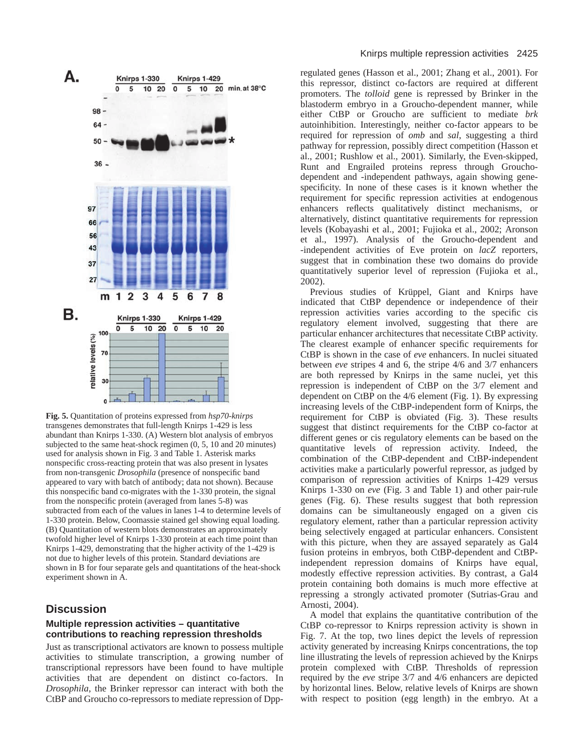**Fig. 5.** Quantitation of proteins expressed from *hsp70-knirps* transgenes demonstrates that full-length Knirps 1-429 is less abundant than Knirps 1-330. (A) Western blot analysis of embryos subjected to the same heat-shock regimen (0, 5, 10 and 20 minutes) used for analysis shown in Fig. 3 and Table 1. Asterisk marks nonspecific cross-reacting protein that was also present in lysates from non-transgenic *Drosophila* (presence of nonspecific band appeared to vary with batch of antibody; data not shown). Because this nonspecific band co-migrates with the 1-330 protein, the signal from the nonspecific protein (averaged from lanes 5-8) was subtracted from each of the values in lanes 1-4 to determine levels of 1-330 protein. Below, Coomassie stained gel showing equal loading. (B) Quantitation of western blots demonstrates an approximately twofold higher level of Knirps 1-330 protein at each time point than Knirps 1-429, demonstrating that the higher activity of the 1-429 is not due to higher levels of this protein. Standard deviations are shown in B for four separate gels and quantitations of the heat-shock experiment shown in A.

## Discussion

### Multiple repression activities – quantitative contributions to reaching repression thresholds

Just as transcriptional activators are known to possess multiple activities to stimulate transcription, a growing number of transcriptional repressors have been found to have multiple activities that are dependent on distinct co-factors. In *Drosophila*, the Brinker repressor can interact with both the CtBP and Groucho co-repressors to mediate repression of Dpp-regulated genes (Hasson et al., 2001; Zhang et al., 2001). For this repressor, distinct co-factors are required at different promoters. The *tolloid* gene is repressed by Brinker in the blastoderm embryo in a Groucho-dependent manner, while either CtBP or Groucho are sufficient to mediate *brk* autoinhibition. Interestingly, neither co-factor appears to be required for repression of *omb* and *sal*, suggesting a third pathway for repression, possibly direct competition (Hasson et al., 2001; Rushlow et al., 2001). Similarly, the Even-skipped, Runt and Engrailed proteins repress through Groucho-dependent and -independent pathways, again showing gene-specificity. In none of these cases is it known whether the requirement for specific repression activities at endogenous enhancers reflects qualitatively distinct mechanisms, or alternatively, distinct quantitative requirements for repression levels (Kobayashi et al., 2001; Fujioka et al., 2002; Aronson et al., 1997). Analysis of the Groucho-dependent and -independent activities of Eve protein on *lacZ* reporters, suggest that in combination these two domains do provide quantitatively superior level of repression (Fujioka et al., 2002).

Previous studies of Krüppel, Giant and Knirps have indicated that CtBP dependence or independence of their repression activities varies according to the specific cis regulatory element involved, suggesting that there are particular enhancer architectures that necessitate CtBP activity. The clearest example of enhancer specific requirements for CtBP is shown in the case of *eve* enhancers. In nuclei situated between *eve* stripes 4 and 6, the stripe 4/6 and 3/7 enhancers are both repressed by Knirps in the same nuclei, yet this repression is independent of CtBP on the 3/7 element and dependent on CtBP on the 4/6 element (Fig. 1). By expressing increasing levels of the CtBP-independent form of Knirps, the requirement for CtBP is obviated (Fig. 3). These results suggest that distinct requirements for the CtBP co-factor at different genes or cis regulatory elements can be based on the quantitative levels of repression activity. Indeed, the combination of the CtBP-dependent and CtBP-independent activities make a particularly powerful repressor, as judged by comparison of repression activities of Knirps 1-429 versus Knirps 1-330 on *eve* (Fig. 3 and Table 1) and other pair-rule genes (Fig. 6). These results suggest that both repression domains can be simultaneously engaged on a given cis regulatory element, rather than a particular repression activity being selectively engaged at particular enhancers. Consistent with this picture, when they are assayed separately as Gal4 fusion proteins in embryos, both CtBP-dependent and CtBP-independent repression domains of Knirps have equal, modestly effective repression activities. By contrast, a Gal4 protein containing both domains is much more effective at repressing a strongly activated promoter (Sutrias-Grau and Arnosti, 2004).

A model that explains the quantitative contribution of the CtBP co-repressor to Knirps repression activity is shown in Fig. 7. At the top, two lines depict the levels of repression activity generated by increasing Knirps concentrations, the top line illustrating the levels of repression achieved by the Knirps protein complexed with CtBP. Thresholds of repression required by the *eve* stripe 3/7 and 4/6 enhancers are depicted by horizontal lines. Below, relative levels of Knirps are shown with respect to position (egg length) in the embryo. At a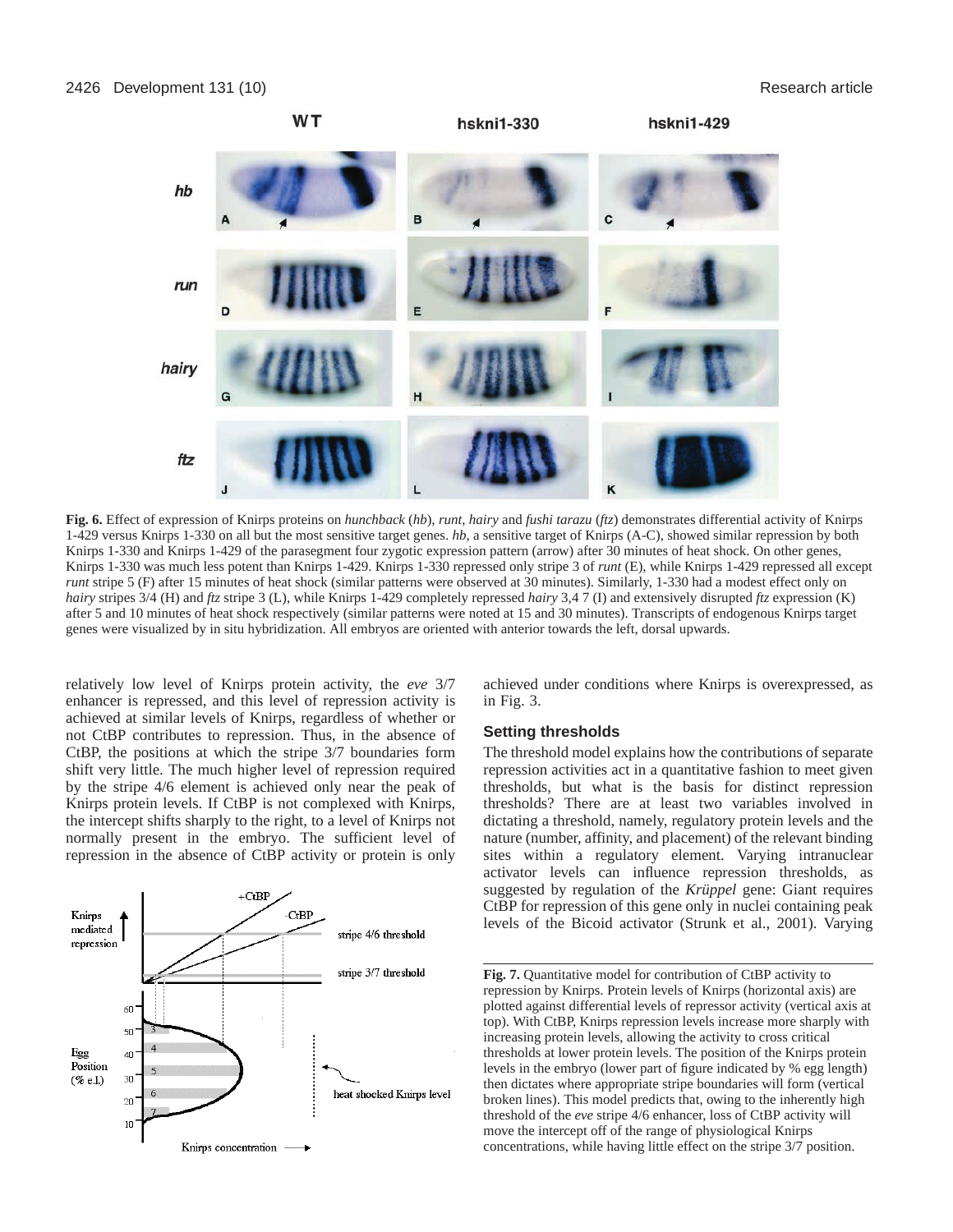**Fig. 6.** Effect of expression of Knirps proteins on *hunchback* (*hb*), *runt*, *hairy* and *fushi tarazu* (*ftz*) demonstrates differential activity of Knirps 1-429 versus Knirps 1-330 on all but the most sensitive target genes. *hb*, a sensitive target of Knirps (A-C), showed similar repression by both Knirps 1-330 and Knirps 1-429 of the parasegment four zygotic expression pattern (arrow) after 30 minutes of heat shock. On other genes, Knirps 1-330 was much less potent than Knirps 1-429. Knirps 1-330 repressed only stripe 3 of *runt* (E), while Knirps 1-429 repressed all except *runt* stripe 5 (F) after 15 minutes of heat shock (similar patterns were observed at 30 minutes). Similarly, 1-330 had a modest effect only on *hairy* stripes 3/4 (H) and *ftz* stripe 3 (L), while Knirps 1-429 completely repressed *hairy* 3,4 7 (I) and extensively disrupted *ftz* expression (K) after 5 and 10 minutes of heat shock respectively (similar patterns were noted at 15 and 30 minutes). Transcripts of endogenous Knirps target genes were visualized by in situ hybridization. All embryos are oriented with anterior towards the left, dorsal upwards.

relatively low level of Knirps protein activity, the *eve* 3/7 enhancer is repressed, and this level of repression activity is achieved at similar levels of Knirps, regardless of whether or not CtBP contributes to repression. Thus, in the absence of CtBP, the positions at which the stripe 3/7 boundaries form shift very little. The much higher level of repression required by the stripe 4/6 element is achieved only near the peak of Knirps protein levels. If CtBP is not complexed with Knirps, the intercept shifts sharply to the right, to a level of Knirps not normally present in the embryo. The sufficient level of repression in the absence of CtBP activity or protein is only achieved under conditions where Knirps is overexpressed, as in Fig. 3.

**Fig. 7.** Quantitative model for contribution of CtBP activity to repression by Knirps. Protein levels of Knirps (horizontal axis) are plotted against differential levels of repressor activity (vertical axis at top). With CtBP, Knirps repression levels increase more sharply with increasing protein levels, allowing the activity to cross critical thresholds at lower protein levels. The position of the Knirps protein levels in the embryo (lower part of figure indicated by % egg length) then dictates where appropriate stripe boundaries will form (vertical broken lines). This model predicts that, owing to the inherently high threshold of the *eve* stripe 4/6 enhancer, loss of CtBP activity will move the intercept off of the range of physiological Knirps concentrations, while having little effect on the stripe 3/7 position.

### Setting thresholds

The threshold model explains how the contributions of separate repression activities act in a quantitative fashion to meet given thresholds, but what is the basis for distinct repression thresholds? There are at least two variables involved in dictating a threshold, namely, regulatory protein levels and the nature (number, affinity, and placement) of the relevant binding sites within a regulatory element. Varying intranuclear activator levels can influence repression thresholds, as suggested by regulation of the *Krüppel* gene: Giant requires CtBP for repression of this gene only in nuclei containing peak levels of the Bicoid activator (Strunk et al., 2001). Varying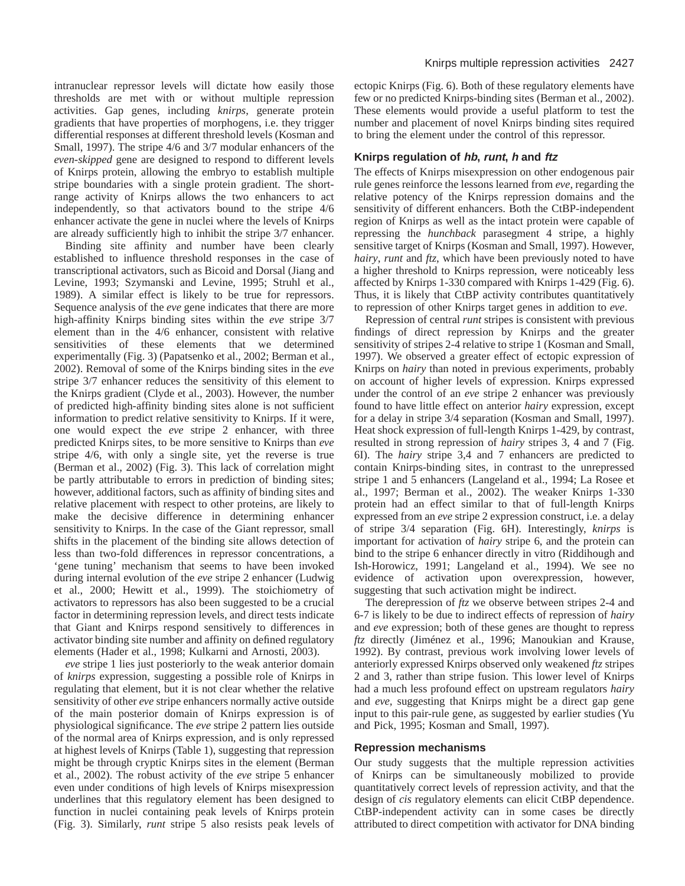intranuclear repressor levels will dictate how easily those thresholds are met with or without multiple repression activities. Gap genes, including *knirps*, generate protein gradients that have properties of morphogens, i.e. they trigger differential responses at different threshold levels (Kosman and Small, 1997). The stripe 4/6 and 3/7 modular enhancers of the *even-skipped* gene are designed to respond to different levels of Knirps protein, allowing the embryo to establish multiple stripe boundaries with a single protein gradient. The short-range activity of Knirps allows the two enhancers to act independently, so that activators bound to the stripe 4/6 enhancer activate the gene in nuclei where the levels of Knirps are already sufficiently high to inhibit the stripe 3/7 enhancer.

Binding site affinity and number have been clearly established to influence threshold responses in the case of transcriptional activators, such as Bicoid and Dorsal (Jiang and Levine, 1993; Szymanski and Levine, 1995; Struhl et al., 1989). A similar effect is likely to be true for repressors. Sequence analysis of the *eve* gene indicates that there are more high-affinity Knirps binding sites within the *eve* stripe 3/7 element than in the 4/6 enhancer, consistent with relative sensitivities of these elements that we determined experimentally (Fig. 3) (Papatsenko et al., 2002; Berman et al., 2002). Removal of some of the Knirps binding sites in the *eve* stripe 3/7 enhancer reduces the sensitivity of this element to the Knirps gradient (Clyde et al., 2003). However, the number of predicted high-affinity binding sites alone is not sufficient information to predict relative sensitivity to Knirps. If it were, one would expect the *eve* stripe 2 enhancer, with three predicted Knirps sites, to be more sensitive to Knirps than *eve* stripe 4/6, with only a single site, yet the reverse is true (Berman et al., 2002) (Fig. 3). This lack of correlation might be partly attributable to errors in prediction of binding sites; however, additional factors, such as affinity of binding sites and relative placement with respect to other proteins, are likely to make the decisive difference in determining enhancer sensitivity to Knirps. In the case of the Giant repressor, small shifts in the placement of the binding site allows detection of less than two-fold differences in repressor concentrations, a 'gene tuning' mechanism that seems to have been invoked during internal evolution of the *eve* stripe 2 enhancer (Ludwig et al., 2000; Hewitt et al., 1999). The stoichiometry of activators to repressors has also been suggested to be a crucial factor in determining repression levels, and direct tests indicate that Giant and Knirps respond sensitively to differences in activator binding site number and affinity on defined regulatory elements (Hader et al., 1998; Kulkarni and Arnosti, 2003).

*eve* stripe 1 lies just posteriorly to the weak anterior domain of *knirps* expression, suggesting a possible role of Knirps in regulating that element, but it is not clear whether the relative sensitivity of other *eve* stripe enhancers normally active outside of the main posterior domain of Knirps expression is of physiological significance. The *eve* stripe 2 pattern lies outside of the normal area of Knirps expression, and is only repressed at highest levels of Knirps (Table 1), suggesting that repression might be through cryptic Knirps sites in the element (Berman et al., 2002). The robust activity of the *eve* stripe 5 enhancer even under conditions of high levels of Knirps misexpression underlines that this regulatory element has been designed to function in nuclei containing peak levels of Knirps protein (Fig. 3). Similarly, *runt* stripe 5 also resists peak levels of ectopic Knirps (Fig. 6). Both of these regulatory elements have few or no predicted Knirps-binding sites (Berman et al., 2002). These elements would provide a useful platform to test the number and placement of novel Knirps binding sites required to bring the element under the control of this repressor.

### Knirps regulation of *hb*, *runt*, *h* and *ftz*

The effects of Knirps misexpression on other endogenous pair rule genes reinforce the lessons learned from *eve*, regarding the relative potency of the Knirps repression domains and the sensitivity of different enhancers. Both the CtBP-independent region of Knirps as well as the intact protein were capable of repressing the *hunchback* parasegment 4 stripe, a highly sensitive target of Knirps (Kosman and Small, 1997). However, *hairy*, *runt* and *ftz*, which have been previously noted to have a higher threshold to Knirps repression, were noticeably less affected by Knirps 1-330 compared with Knirps 1-429 (Fig. 6). Thus, it is likely that CtBP activity contributes quantitatively to repression of other Knirps target genes in addition to *eve*.

Repression of central *runt* stripes is consistent with previous findings of direct repression by Knirps and the greater sensitivity of stripes 2-4 relative to stripe 1 (Kosman and Small, 1997). We observed a greater effect of ectopic expression of Knirps on *hairy* than noted in previous experiments, probably on account of higher levels of expression. Knirps expressed under the control of an *eve* stripe 2 enhancer was previously found to have little effect on anterior *hairy* expression, except for a delay in stripe 3/4 separation (Kosman and Small, 1997). Heat shock expression of full-length Knirps 1-429, by contrast, resulted in strong repression of *hairy* stripes 3, 4 and 7 (Fig. 6I). The *hairy* stripe 3,4 and 7 enhancers are predicted to contain Knirps-binding sites, in contrast to the unrepressed stripe 1 and 5 enhancers (Langeland et al., 1994; La Rosee et al., 1997; Berman et al., 2002). The weaker Knirps 1-330 protein had an effect similar to that of full-length Knirps expressed from an *eve* stripe 2 expression construct, i.e. a delay of stripe 3/4 separation (Fig. 6H). Interestingly, *knirps* is important for activation of *hairy* stripe 6, and the protein can bind to the stripe 6 enhancer directly in vitro (Riddihough and Ish-Horowicz, 1991; Langeland et al., 1994). We see no evidence of activation upon overexpression, however, suggesting that such activation might be indirect.

The derepression of *ftz* we observe between stripes 2-4 and 6-7 is likely to be due to indirect effects of repression of *hairy* and *eve* expression; both of these genes are thought to repress *ftz* directly (Jiménez et al., 1996; Manoukian and Krause, 1992). By contrast, previous work involving lower levels of anteriorly expressed Knirps observed only weakened *ftz* stripes 2 and 3, rather than stripe fusion. This lower level of Knirps had a much less profound effect on upstream regulators *hairy* and *eve*, suggesting that Knirps might be a direct gap gene input to this pair-rule gene, as suggested by earlier studies (Yu and Pick, 1995; Kosman and Small, 1997).

### Repression mechanisms

Our study suggests that the multiple repression activities of Knirps can be simultaneously mobilized to provide quantitatively correct levels of repression activity, and that the design of *cis* regulatory elements can elicit CtBP dependence. CtBP-independent activity can in some cases be directly attributed to direct competition with activator for DNA binding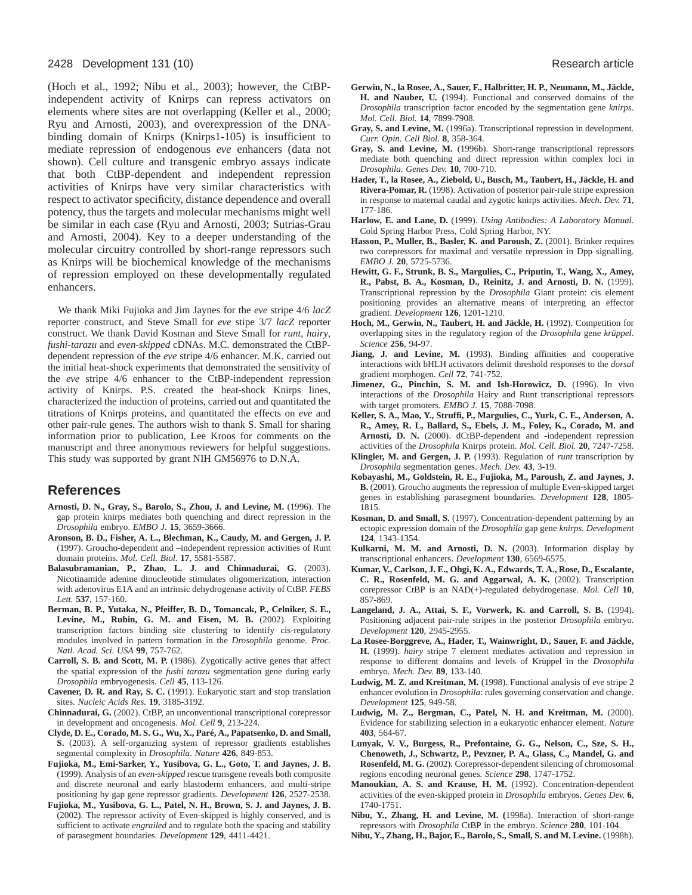(Hoch et al., 1992; Nibu et al., 2003); however, the CtBP-independent activity of Knirps can repress activators on elements where sites are not overlapping (Keller et al., 2000; Ryu and Arnosti, 2003), and overexpression of the DNA-binding domain of Knirps (Knirps1-105) is insufficient to mediate repression of endogenous *eve* enhancers (data not shown). Cell culture and transgenic embryo assays indicate that both CtBP-dependent and independent repression activities of Knirps have very similar characteristics with respect to activator specificity, distance dependence and overall potency, thus the targets and molecular mechanisms might well be similar in each case (Ryu and Arnosti, 2003; Sutrias-Grau and Arnosti, 2004). Key to a deeper understanding of the molecular circuitry controlled by short-range repressors such as Knirps will be biochemical knowledge of the mechanisms of repression employed on these developmentally regulated enhancers.

We thank Miki Fujioka and Jim Jaynes for the *eve* stripe 4/6 *lacZ* reporter construct, and Steve Small for *eve* stipe 3/7 *lacZ* reporter construct. We thank David Kosman and Steve Small for *runt*, *hairy*, *fushi-tarazu* and *even-skipped* cDNAs. M.C. demonstrated the CtBP-dependent repression of the *eve* stripe 4/6 enhancer. M.K. carried out the initial heat-shock experiments that demonstrated the sensitivity of the *eve* stripe 4/6 enhancer to the CtBP-independent repression activity of Knirps. P.S. created the heat-shock Knirps lines, characterized the induction of proteins, carried out and quantitated the titrations of Knirps proteins, and quantitated the effects on *eve* and other pair-rule genes. The authors wish to thank S. Small for sharing information prior to publication, Lee Kroos for comments on the manuscript and three anonymous reviewers for helpful suggestions. This study was supported by grant NIH GM56976 to D.N.A.

## References

**Arnosti, D. N., Gray, S., Barolo, S., Zhou, J. and Levine, M.** (1996). The gap protein knirps mediates both quenching and direct repression in the *Drosophila* embryo. *EMBO J.* **15**, 3659-3666.

**Aronson, B. D., Fisher, A. L., Blechman, K., Caudy, M. and Gergen, J. P.** (1997). Groucho-dependent and –independent repression activities of Runt domain proteins. *Mol. Cell. Biol.* **17**, 5581-5587.

**Balasubramanian, P., Zhao, L. J. and Chinnadurai, G.** (2003). Nicotinamide adenine dinucleotide stimulates oligomerization, interaction with adenovirus E1A and an intrinsic dehydrogenase activity of CtBP. *FEBS Lett.* **537**, 157-160.

**Berman, B. P., Yutaka, N., Pfeiffer, B. D., Tomancak, P., Celniker, S. E., Levine, M., Rubin, G. M. and Eisen, M. B.** (2002). Exploiting transcription factors binding site clustering to identify cis-regulatory modules involved in pattern formation in the *Drosophila* genome. *Proc. Natl. Acad. Sci. USA* **99**, 757-762.

**Carroll, S. B. and Scott, M. P.** (1986). Zygotically active genes that affect the spatial expression of the *fushi tarazu* segmentation gene during early *Drosophila* embryogenesis. *Cell* **45**, 113-126.

**Cavener, D. R. and Ray, S. C.** (1991). Eukaryotic start and stop translation sites. *Nucleic Acids Res.* **19**, 3185-3192.

**Chinnadurai, G.** (2002). CtBP, an unconventional transcriptional corepressor in development and oncogenesis. *Mol. Cell* **9**, 213-224.

**Clyde, D. E., Corado, M. S. G., Wu, X., Paré, A., Papatsenko, D. and Small, S.** (2003). A self-organizing system of repressor gradients establishes segmental complexity in *Drosophila*. *Nature* **426**, 849-853.

**Fujioka, M., Emi-Sarker, Y., Yusibova, G. L., Goto, T. and Jaynes, J. B.** (1999). Analysis of an *even-skipped* rescue transgene reveals both composite and discrete neuronal and early blastoderm enhancers, and multi-stripe positioning by gap gene repressor gradients. *Development* **126**, 2527-2538.

**Fujioka, M., Yusibova, G. L., Patel, N. H., Brown, S. J. and Jaynes, J. B.** (2002). The repressor activity of Even-skipped is highly conserved, and is sufficient to activate *engrailed* and to regulate both the spacing and stability of parasegment boundaries. *Development* **129**, 4411-4421.

**Gerwin, N., la Rosee, A., Sauer, F., Halbritter, H. P., Neumann, M., Jäckle, H. and Nauber, U.** (1994). Functional and conserved domains of the *Drosophila* transcription factor encoded by the segmentation gene *knirps*. *Mol. Cell. Biol.* **14**, 7899-7908.

**Gray, S. and Levine, M.** (1996a). Transcriptional repression in development. *Curr. Opin. Cell Biol.* **8**, 358-364.

**Gray, S. and Levine, M.** (1996b). Short-range transcriptional repressors mediate both quenching and direct repression within complex loci in *Drosophila*. *Genes Dev.* **10**, 700-710.

**Hader, T., la Rosee, A., Ziebold, U., Busch, M., Taubert, H., Jäckle, H. and Rivera-Pomar, R.** (1998). Activation of posterior pair-rule stripe expression in response to maternal caudal and zygotic knirps activities. *Mech. Dev.* **71**, 177-186.

**Harlow, E. and Lane, D.** (1999). *Using Antibodies: A Laboratory Manual*. Cold Spring Harbor Press, Cold Spring Harbor, NY.

**Hasson, P., Muller, B., Basler, K. and Paroush, Z.** (2001). Brinker requires two corepressors for maximal and versatile repression in Dpp signalling. *EMBO J.* **20**, 5725-5736.

**Hewitt, G. F., Strunk, B. S., Margulies, C., Priputin, T., Wang, X., Amey, R., Pabst, B. A., Kosman, D., Reinitz, J. and Arnosti, D. N.** (1999). Transcriptional repression by the *Drosophila* Giant protein: cis element positioning provides an alternative means of interpreting an effector gradient. *Development* **126**, 1201-1210.

**Hoch, M., Gerwin, N., Taubert, H. and Jäckle, H.** (1992). Competition for overlapping sites in the regulatory region of the *Drosophila* gene *krüppel*. *Science* **256**, 94-97.

**Jiang, J. and Levine, M.** (1993). Binding affinities and cooperative interactions with bHLH activators delimit threshold responses to the *dorsal* gradient morphogen. *Cell* **72**, 741-752.

**Jimenez, G., Pinchin, S. M. and Ish-Horowicz, D.** (1996). In vivo interactions of the *Drosophila* Hairy and Runt transcriptional repressors with target promoters. *EMBO J.* **15**, 7088-7098.

**Keller, S. A., Mao, Y., Struffi, P., Margulies, C., Yurk, C. E., Anderson, A. R., Amey, R. L, Ballard, S., Ebels, J. M., Foley, K., Corado, M. and Arnosti, D. N.** (2000). dCtBP-dependent and -independent repression activities of the *Drosophila* Knirps protein. *Mol. Cell. Biol.* **20**, 7247-7258.

**Klingler, M. and Gergen, J. P.** (1993). Regulation of *runt* transcription by *Drosophila* segmentation genes. *Mech. Dev.* **43**, 3-19.

**Kobayashi, M., Goldstein, R. E., Fujioka, M., Paroush, Z. and Jaynes, J. B.** (2001). Groucho augments the repression of multiple Even-skipped target genes in establishing parasegment boundaries. *Development* **128**, 1805-1815.

**Kosman, D. and Small, S.** (1997). Concentration-dependent patterning by an ectopic expression domain of the *Drosophila* gap gene *knirps*. *Development* **124**, 1343-1354.

**Kulkarni, M. M. and Arnosti, D. N.** (2003). Information display by transcriptional enhancers. *Development* **130**, 6569-6575.

**Kumar, V., Carlson, J. E., Ohgi, K. A., Edwards, T. A., Rose, D., Escalante, C. R., Rosenfeld, M. G. and Aggarwal, A. K.** (2002). Transcription corepressor CtBP is an NAD(+)-regulated dehydrogenase. *Mol. Cell* **10**, 857-869.

**Langeland, J. A., Attai, S. F., Vorwerk, K. and Carroll, S. B.** (1994). Positioning adjacent pair-rule stripes in the posterior *Drosophila* embryo. *Development* **120**, 2945-2955.

**La Rosee-Borggreve, A., Hader, T., Wainwright, D., Sauer, F. and Jäckle, H.** (1999). *hairy* stripe 7 element mediates activation and repression in response to different domains and levels of Krüppel in the *Drosophila* embryo. *Mech. Dev.* **89**, 133-140.

**Ludwig, M. Z. and Kreitman, M.** (1998). Functional analysis of *eve* stripe 2 enhancer evolution in *Drosophila*: rules governing conservation and change. *Development* **125**, 949-58.

**Ludwig, M. Z., Bergman, C., Patel, N. H. and Kreitman, M.** (2000). Evidence for stabilizing selection in a eukaryotic enhancer element. *Nature* **403**, 564-67.

**Lunyak, V. V., Burgess, R., Prefontaine, G. G., Nelson, C., Sze, S. H., Chenoweth, J., Schwartz, P., Pevzner, P. A., Glass, C., Mandel, G. and Rosenfeld, M. G.** (2002). Corepressor-dependent silencing of chromosomal regions encoding neuronal genes. *Science* **298**, 1747-1752.

**Manoukian, A. S. and Krause, H. M.** (1992). Concentration-dependent activities of the even-skipped protein in *Drosophila* embryos. *Genes Dev.* **6**, 1740-1751.

**Nibu, Y., Zhang, H. and Levine, M.** (1998a). Interaction of short-range repressors with *Drosophila* CtBP in the embryo. *Science* **280**, 101-104.

**Nibu, Y., Zhang, H., Bajor, E., Barolo, S., Small, S. and M. Levine.** (1998b).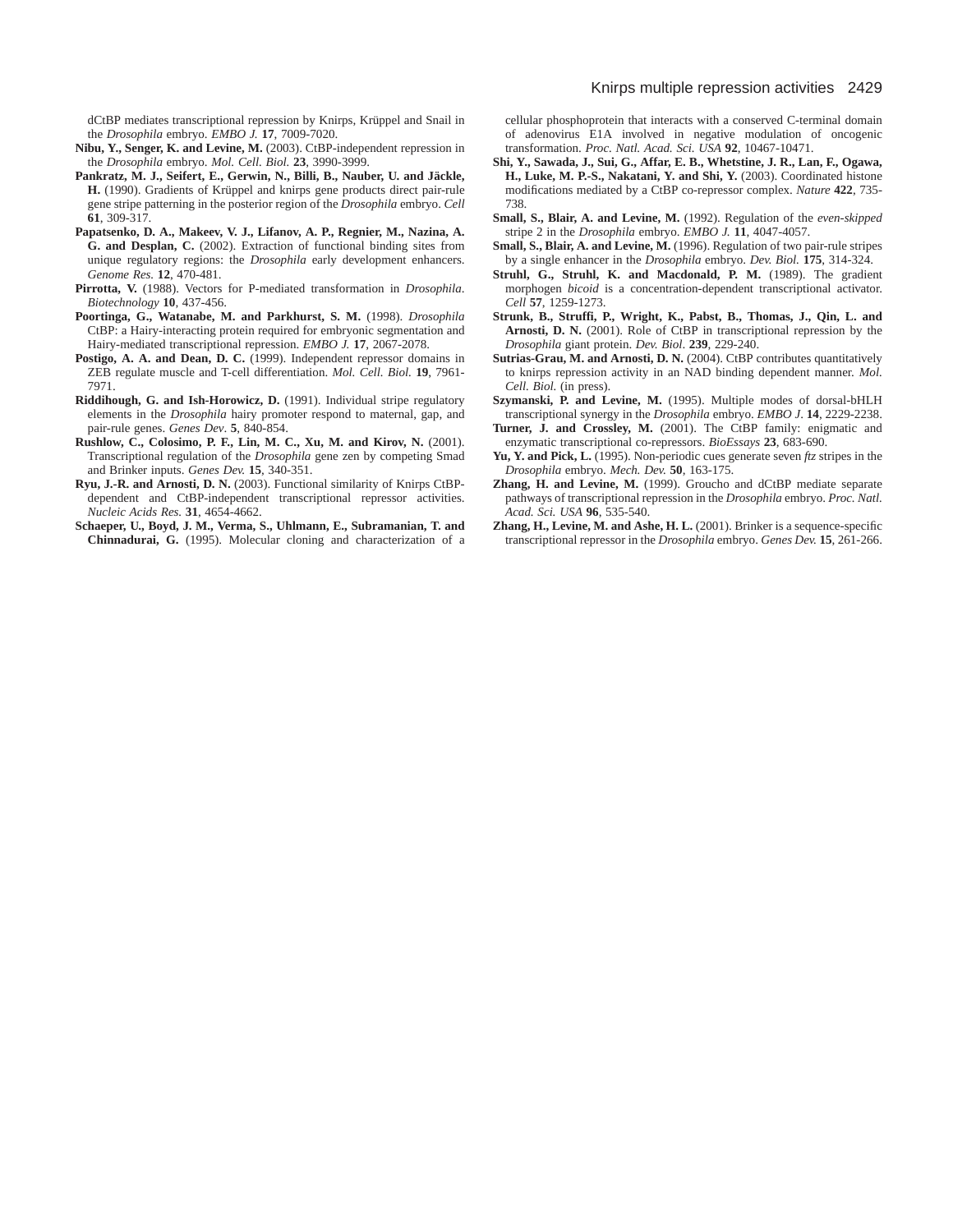dCtBP mediates transcriptional repression by Knirps, Krüppel and Snail in the *Drosophila* embryo. *EMBO J.* **17**, 7009-7020.

**Nibu, Y., Senger, K. and Levine, M.** (2003). CtBP-independent repression in the *Drosophila* embryo. *Mol. Cell. Biol.* **23**, 3990-3999.

**Pankratz, M. J., Seifert, E., Gerwin, N., Billi, B., Nauber, U. and Jäckle, H.** (1990). Gradients of Krüppel and knirps gene products direct pair-rule gene stripe patterning in the posterior region of the *Drosophila* embryo. *Cell* **61**, 309-317.

**Papatsenko, D. A., Makeev, V. J., Lifanov, A. P., Regnier, M., Nazina, A. G. and Desplan, C.** (2002). Extraction of functional binding sites from unique regulatory regions: the *Drosophila* early development enhancers. *Genome Res.* **12**, 470-481.

**Pirrotta, V.** (1988). Vectors for P-mediated transformation in *Drosophila*. *Biotechnology* **10**, 437-456.

**Poortinga, G., Watanabe, M. and Parkhurst, S. M.** (1998). *Drosophila* CtBP: a Hairy-interacting protein required for embryonic segmentation and Hairy-mediated transcriptional repression. *EMBO J.* **17**, 2067-2078.

**Postigo, A. A. and Dean, D. C.** (1999). Independent repressor domains in ZEB regulate muscle and T-cell differentiation. *Mol. Cell. Biol.* **19**, 7961-7971.

**Riddihough, G. and Ish-Horowicz, D.** (1991). Individual stripe regulatory elements in the *Drosophila* hairy promoter respond to maternal, gap, and pair-rule genes. *Genes Dev*. **5**, 840-854.

**Rushlow, C., Colosimo, P. F., Lin, M. C., Xu, M. and Kirov, N.** (2001). Transcriptional regulation of the *Drosophila* gene zen by competing Smad and Brinker inputs. *Genes Dev.* **15**, 340-351.

**Ryu, J.-R. and Arnosti, D. N.** (2003). Functional similarity of Knirps CtBP-dependent and CtBP-independent transcriptional repressor activities. *Nucleic Acids Res.* **31**, 4654-4662.

**Schaeper, U., Boyd, J. M., Verma, S., Uhlmann, E., Subramanian, T. and Chinnadurai, G.** (1995). Molecular cloning and characterization of a cellular phosphoprotein that interacts with a conserved C-terminal domain of adenovirus E1A involved in negative modulation of oncogenic transformation. *Proc. Natl. Acad. Sci. USA* **92**, 10467-10471.

**Shi, Y., Sawada, J., Sui, G., Affar, E. B., Whetstine, J. R., Lan, F., Ogawa, H., Luke, M. P.-S., Nakatani, Y. and Shi, Y.** (2003). Coordinated histone modifications mediated by a CtBP co-repressor complex. *Nature* **422**, 735-738.

**Small, S., Blair, A. and Levine, M.** (1992). Regulation of the *even-skipped* stripe 2 in the *Drosophila* embryo. *EMBO J.* **11**, 4047-4057.

**Small, S., Blair, A. and Levine, M.** (1996). Regulation of two pair-rule stripes by a single enhancer in the *Drosophila* embryo. *Dev. Biol.* **175**, 314-324.

**Struhl, G., Struhl, K. and Macdonald, P. M.** (1989). The gradient morphogen *bicoid* is a concentration-dependent transcriptional activator. *Cell* **57**, 1259-1273.

**Strunk, B., Struffi, P., Wright, K., Pabst, B., Thomas, J., Qin, L. and Arnosti, D. N.** (2001). Role of CtBP in transcriptional repression by the *Drosophila* giant protein. *Dev. Biol*. **239**, 229-240.

**Sutrias-Grau, M. and Arnosti, D. N.** (2004). CtBP contributes quantitatively to knirps repression activity in an NAD binding dependent manner. *Mol. Cell. Biol.* (in press).

**Szymanski, P. and Levine, M.** (1995). Multiple modes of dorsal-bHLH transcriptional synergy in the *Drosophila* embryo. *EMBO J*. **14**, 2229-2238.

**Turner, J. and Crossley, M.** (2001). The CtBP family: enigmatic and enzymatic transcriptional co-repressors. *BioEssays* **23**, 683-690.

**Yu, Y. and Pick, L.** (1995). Non-periodic cues generate seven *ftz* stripes in the *Drosophila* embryo. *Mech. Dev.* **50**, 163-175.

**Zhang, H. and Levine, M.** (1999). Groucho and dCtBP mediate separate pathways of transcriptional repression in the *Drosophila* embryo. *Proc. Natl. Acad. Sci. USA* **96**, 535-540.

**Zhang, H., Levine, M. and Ashe, H. L.** (2001). Brinker is a sequence-specific transcriptional repressor in the *Drosophila* embryo. *Genes Dev.* **15**, 261-266.